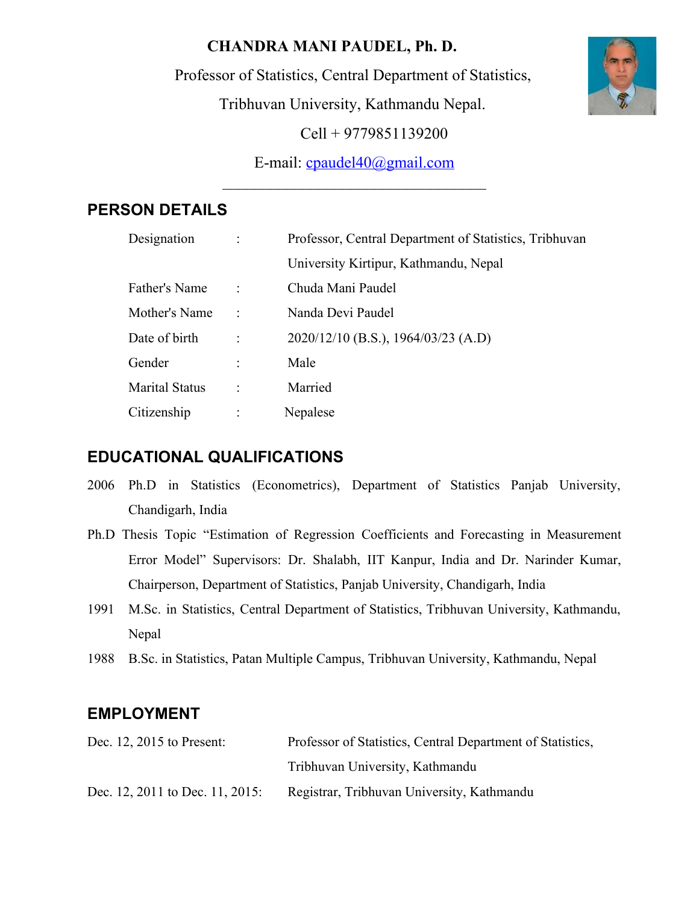**CHANDRA MANI PAUDEL, Ph. D.**

Professor of Statistics, Central Department of Statistics,

Tribhuvan University, Kathmandu Nepal.

Cell + 9779851139200

E-mail: cpaudel40@gmail.com

---

## PERSON DETAILS

| | | |
|---|---|---|
| Designation | : | Professor, Central Department of Statistics, Tribhuvan University Kirtipur, Kathmandu, Nepal |
| Father's Name | : | Chuda Mani Paudel |
| Mother's Name | : | Nanda Devi Paudel |
| Date of birth | : | 2020/12/10 (B.S.), 1964/03/23 (A.D) |
| Gender | : | Male |
| Marital Status | : | Married |
| Citizenship | : | Nepalese |

## EDUCATIONAL QUALIFICATIONS

2006 Ph.D in Statistics (Econometrics), Department of Statistics Panjab University, Chandigarh, India

Ph.D Thesis Topic "Estimation of Regression Coefficients and Forecasting in Measurement Error Model" Supervisors: Dr. Shalabh, IIT Kanpur, India and Dr. Narinder Kumar, Chairperson, Department of Statistics, Panjab University, Chandigarh, India

1991 M.Sc. in Statistics, Central Department of Statistics, Tribhuvan University, Kathmandu, Nepal

1988 B.Sc. in Statistics, Patan Multiple Campus, Tribhuvan University, Kathmandu, Nepal

## EMPLOYMENT

| | |
|---|---|
| Dec. 12, 2015 to Present: | Professor of Statistics, Central Department of Statistics, Tribhuvan University, Kathmandu |
| Dec. 12, 2011 to Dec. 11, 2015: | Registrar, Tribhuvan University, Kathmandu |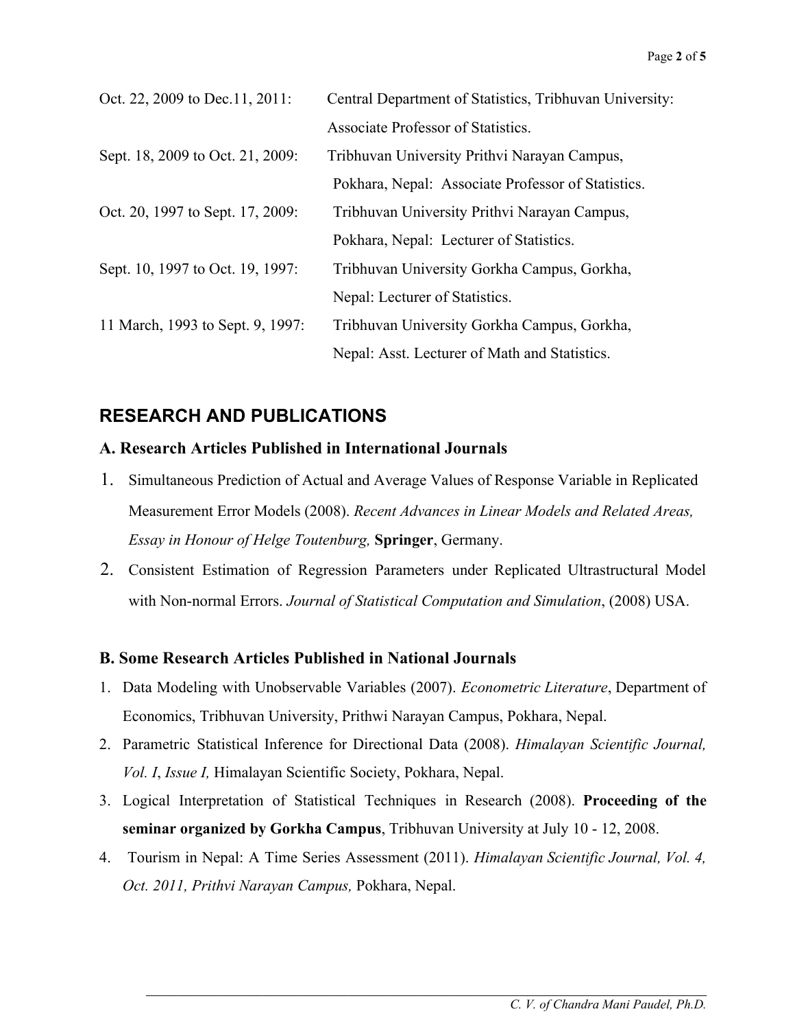Oct. 22, 2009 to Dec.11, 2011: Central Department of Statistics, Tribhuvan University: Associate Professor of Statistics.

Sept. 18, 2009 to Oct. 21, 2009: Tribhuvan University Prithvi Narayan Campus, Pokhara, Nepal: Associate Professor of Statistics.

Oct. 20, 1997 to Sept. 17, 2009: Tribhuvan University Prithvi Narayan Campus, Pokhara, Nepal: Lecturer of Statistics.

Sept. 10, 1997 to Oct. 19, 1997: Tribhuvan University Gorkha Campus, Gorkha, Nepal: Lecturer of Statistics.

11 March, 1993 to Sept. 9, 1997: Tribhuvan University Gorkha Campus, Gorkha, Nepal: Asst. Lecturer of Math and Statistics.

## RESEARCH AND PUBLICATIONS

### A. Research Articles Published in International Journals

1. Simultaneous Prediction of Actual and Average Values of Response Variable in Replicated Measurement Error Models (2008). *Recent Advances in Linear Models and Related Areas, Essay in Honour of Helge Toutenburg,* **Springer**, Germany.
2. Consistent Estimation of Regression Parameters under Replicated Ultrastructural Model with Non-normal Errors. *Journal of Statistical Computation and Simulation*, (2008) USA.

### B. Some Research Articles Published in National Journals

1. Data Modeling with Unobservable Variables (2007). *Econometric Literature*, Department of Economics, Tribhuvan University, Prithwi Narayan Campus, Pokhara, Nepal.
2. Parametric Statistical Inference for Directional Data (2008). *Himalayan Scientific Journal, Vol. I*, *Issue I,* Himalayan Scientific Society, Pokhara, Nepal.
3. Logical Interpretation of Statistical Techniques in Research (2008). **Proceeding of the seminar organized by Gorkha Campus**, Tribhuvan University at July 10 - 12, 2008.
4. Tourism in Nepal: A Time Series Assessment (2011). *Himalayan Scientific Journal, Vol. 4, Oct. 2011, Prithvi Narayan Campus,* Pokhara, Nepal.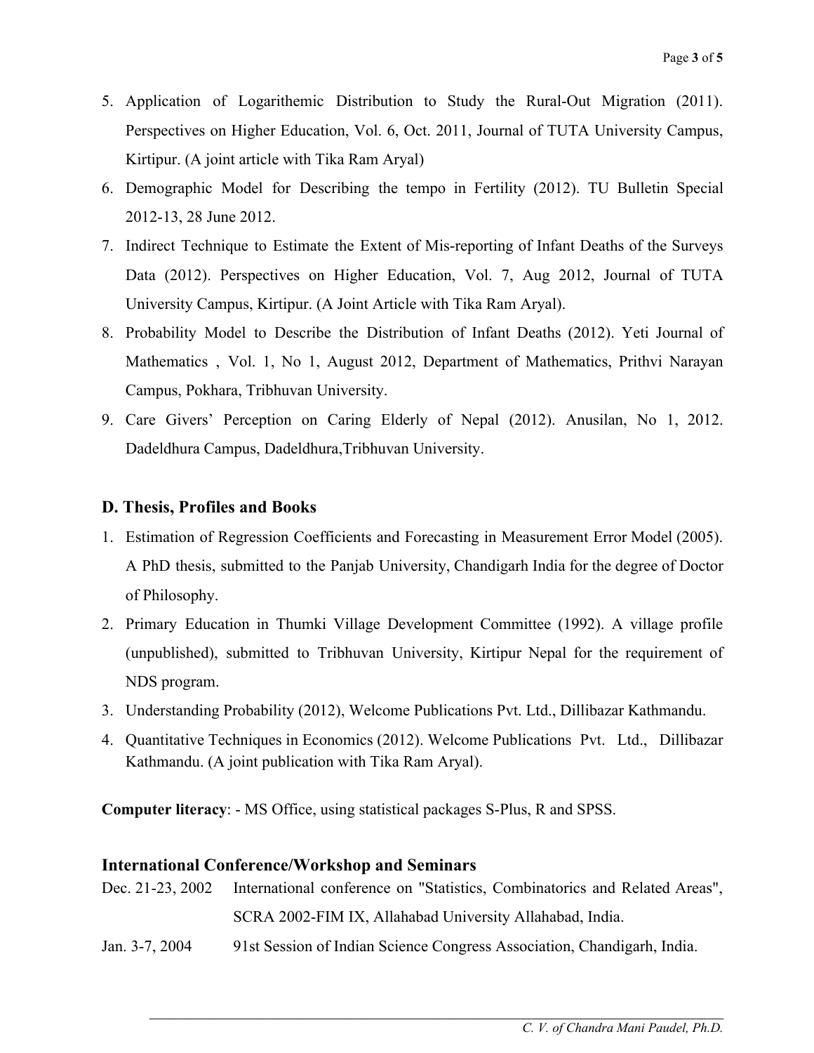5. Application of Logarithemic Distribution to Study the Rural-Out Migration (2011). Perspectives on Higher Education, Vol. 6, Oct. 2011, Journal of TUTA University Campus, Kirtipur. (A joint article with Tika Ram Aryal)
6. Demographic Model for Describing the tempo in Fertility (2012). TU Bulletin Special 2012-13, 28 June 2012.
7. Indirect Technique to Estimate the Extent of Mis-reporting of Infant Deaths of the Surveys Data (2012). Perspectives on Higher Education, Vol. 7, Aug 2012, Journal of TUTA University Campus, Kirtipur. (A Joint Article with Tika Ram Aryal).
8. Probability Model to Describe the Distribution of Infant Deaths (2012). Yeti Journal of Mathematics , Vol. 1, No 1, August 2012, Department of Mathematics, Prithvi Narayan Campus, Pokhara, Tribhuvan University.
9. Care Givers' Perception on Caring Elderly of Nepal (2012). Anusilan, No 1, 2012. Dadeldhura Campus, Dadeldhura,Tribhuvan University.

### D. Thesis, Profiles and Books

1. Estimation of Regression Coefficients and Forecasting in Measurement Error Model (2005). A PhD thesis, submitted to the Panjab University, Chandigarh India for the degree of Doctor of Philosophy.
2. Primary Education in Thumki Village Development Committee (1992). A village profile (unpublished), submitted to Tribhuvan University, Kirtipur Nepal for the requirement of NDS program.
3. Understanding Probability (2012), Welcome Publications Pvt. Ltd., Dillibazar Kathmandu.
4. Quantitative Techniques in Economics (2012). Welcome Publications Pvt. Ltd., Dillibazar Kathmandu. (A joint publication with Tika Ram Aryal).

**Computer literacy**: - MS Office, using statistical packages S-Plus, R and SPSS.

### International Conference/Workshop and Seminars

| | |
|---|---|
| Dec. 21-23, 2002 | International conference on "Statistics, Combinatorics and Related Areas", SCRA 2002-FIM IX, Allahabad University Allahabad, India. |
| Jan. 3-7, 2004 | 91st Session of Indian Science Congress Association, Chandigarh, India. |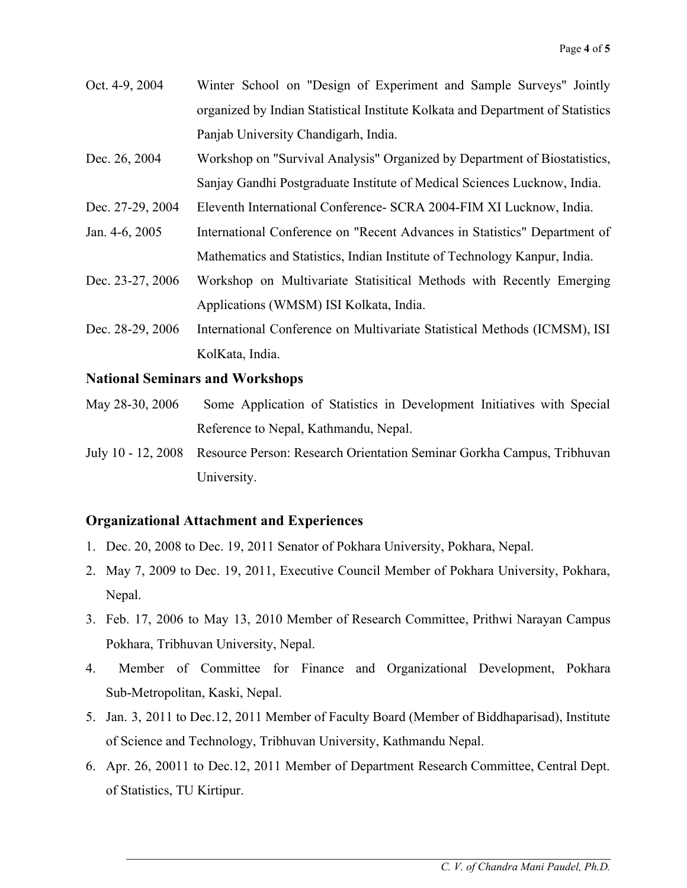Oct. 4-9, 2004 Winter School on "Design of Experiment and Sample Surveys" Jointly organized by Indian Statistical Institute Kolkata and Department of Statistics Panjab University Chandigarh, India.

Dec. 26, 2004 Workshop on "Survival Analysis" Organized by Department of Biostatistics, Sanjay Gandhi Postgraduate Institute of Medical Sciences Lucknow, India.

Dec. 27-29, 2004 Eleventh International Conference- SCRA 2004-FIM XI Lucknow, India.

Jan. 4-6, 2005 International Conference on "Recent Advances in Statistics" Department of Mathematics and Statistics, Indian Institute of Technology Kanpur, India.

Dec. 23-27, 2006 Workshop on Multivariate Statisitical Methods with Recently Emerging Applications (WMSM) ISI Kolkata, India.

Dec. 28-29, 2006 International Conference on Multivariate Statistical Methods (ICMSM), ISI KolKata, India.

### National Seminars and Workshops

May 28-30, 2006 Some Application of Statistics in Development Initiatives with Special Reference to Nepal, Kathmandu, Nepal.

July 10 - 12, 2008 Resource Person: Research Orientation Seminar Gorkha Campus, Tribhuvan University.

## Organizational Attachment and Experiences

1. Dec. 20, 2008 to Dec. 19, 2011 Senator of Pokhara University, Pokhara, Nepal.
2. May 7, 2009 to Dec. 19, 2011, Executive Council Member of Pokhara University, Pokhara, Nepal.
3. Feb. 17, 2006 to May 13, 2010 Member of Research Committee, Prithwi Narayan Campus Pokhara, Tribhuvan University, Nepal.
4. Member of Committee for Finance and Organizational Development, Pokhara Sub-Metropolitan, Kaski, Nepal.
5. Jan. 3, 2011 to Dec.12, 2011 Member of Faculty Board (Member of Biddhaparisad), Institute of Science and Technology, Tribhuvan University, Kathmandu Nepal.
6. Apr. 26, 20011 to Dec.12, 2011 Member of Department Research Committee, Central Dept. of Statistics, TU Kirtipur.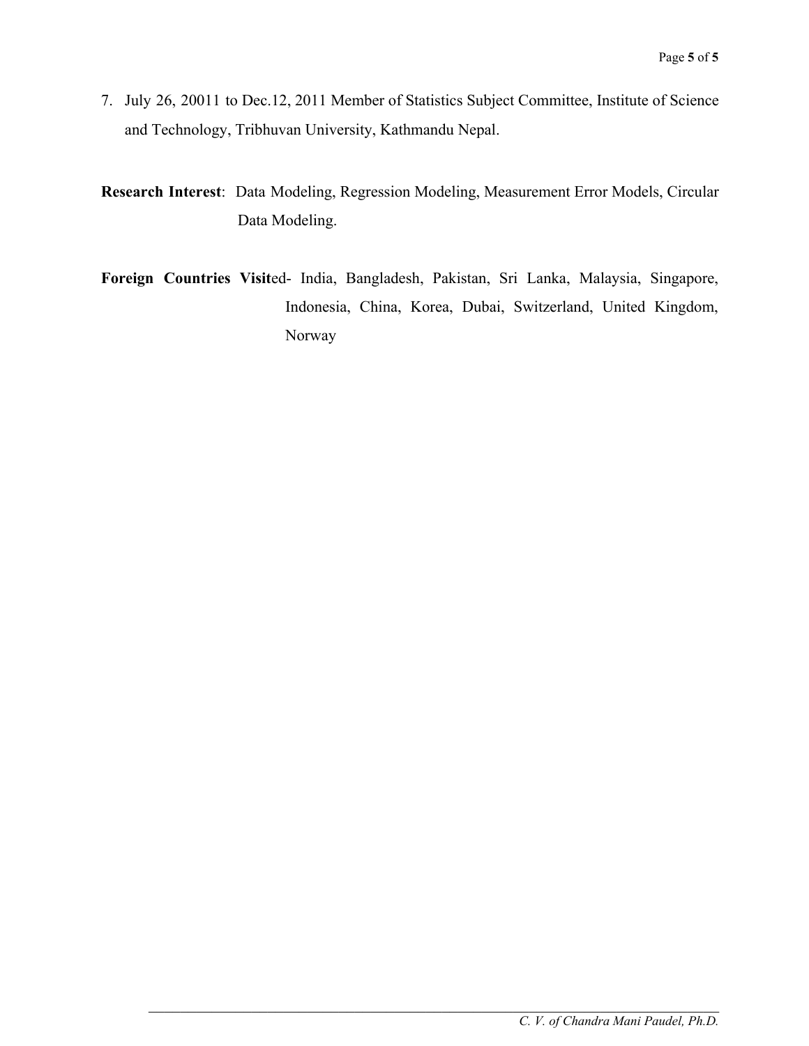7. July 26, 20011 to Dec.12, 2011 Member of Statistics Subject Committee, Institute of Science and Technology, Tribhuvan University, Kathmandu Nepal.

**Research Interest**: Data Modeling, Regression Modeling, Measurement Error Models, Circular Data Modeling.

**Foreign Countries Visit**ed- India, Bangladesh, Pakistan, Sri Lanka, Malaysia, Singapore, Indonesia, China, Korea, Dubai, Switzerland, United Kingdom, Norway